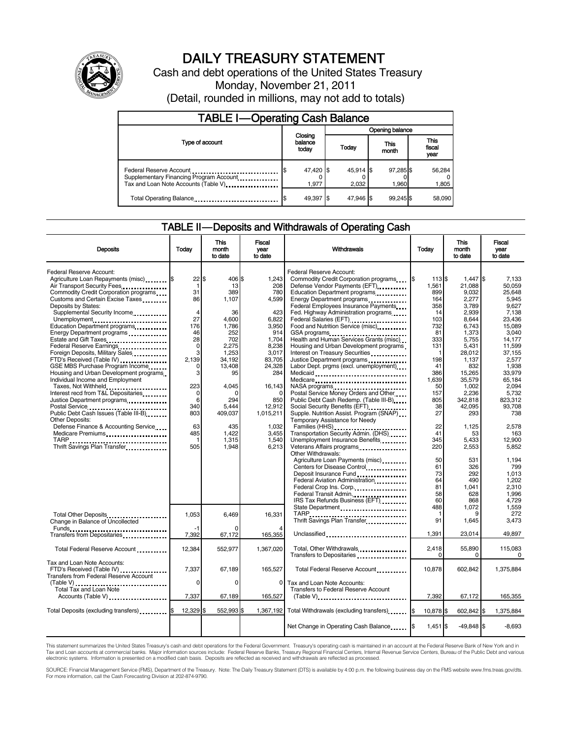# DAILY TREASURY STATEMENT

Cash and debt operations of the United States Treasury

Monday, November 21, 2011

(Detail, rounded in millions, may not add to totals)

## TABLE I—Operating Cash Balance

| Type of account | Closing balance today | Opening balance Today | Opening balance This month | Opening balance This fiscal year |
|---|---|---|---|---|
| Federal Reserve Account | $ 47,420 | $ 45,914 | $ 97,285 | $ 56,284 |
| Supplementary Financing Program Account | 0 | 0 | 0 | 0 |
| Tax and Loan Note Accounts (Table V) | 1,977 | 2,032 | 1,960 | 1,805 |
| Total Operating Balance | $ 49,397 | $ 47,946 | $ 99,245 | $ 58,090 |

## TABLE II—Deposits and Withdrawals of Operating Cash

| Deposits | Today | This month to date | Fiscal year to date |
|---|---|---|---|
| Federal Reserve Account: | | | |
| Agriculture Loan Repayments (misc) | $ 22 | $ 406 | $ 1,243 |
| Air Transport Security Fees | 1 | 13 | 208 |
| Commodity Credit Corporation programs | 31 | 389 | 780 |
| Customs and Certain Excise Taxes | 86 | 1,107 | 4,599 |
| Deposits by States: | | | |
| Supplemental Security Income | 4 | 36 | 423 |
| Unemployment | 27 | 4,600 | 6,822 |
| Education Department programs | 176 | 1,786 | 3,950 |
| Energy Department programs | 46 | 252 | 914 |
| Estate and Gift Taxes | 28 | 702 | 1,704 |
| Federal Reserve Earnings | 0 | 2,275 | 8,238 |
| Foreign Deposits, Military Sales | 3 | 1,253 | 3,017 |
| FTD's Received (Table IV) | 2,139 | 34,192 | 83,705 |
| GSE MBS Purchase Program Income | 0 | 13,408 | 24,328 |
| Housing and Urban Development programs | 3 | 95 | 284 |
| Individual Income and Employment Taxes, Not Withheld | 223 | 4,045 | 16,143 |
| Interest recd from T&L Depositaries | 0 | 0 | 0 |
| Justice Department programs | 6 | 294 | 850 |
| Postal Service | 340 | 5,444 | 12,912 |
| Public Debt Cash Issues (Table III-B) | 803 | 409,037 | 1,015,211 |
| Other Deposits: | | | |
| Defense Finance & Accounting Service | 63 | 435 | 1,032 |
| Medicare Premiums | 485 | 1,422 | 3,455 |
| TARP | 1 | 1,315 | 1,540 |
| Thrift Savings Plan Transfer | 505 | 1,948 | 6,213 |
| Total Other Deposits | 1,053 | 6,469 | 16,331 |
| Change in Balance of Uncollected Funds | -1 | 0 | 4 |
| Transfers from Depositaries | 7,392 | 67,172 | 165,355 |
| Total Federal Reserve Account | 12,384 | 552,977 | 1,367,020 |
| Tax and Loan Note Accounts: | | | |
| FTD's Received (Table IV) | 7,337 | 67,189 | 165,527 |
| Transfers from Federal Reserve Account (Table V) | 0 | 0 | 0 |
| Total Tax and Loan Note Accounts (Table V) | 7,337 | 67,189 | 165,527 |
| Total Deposits (excluding transfers) | $ 12,329 | $ 552,993 | $ 1,367,192 |

| Withdrawals | Today | This month to date | Fiscal year to date |
|---|---|---|---|
| Federal Reserve Account: | | | |
| Commodity Credit Corporation programs | $ 113 | $ 1,447 | $ 7,133 |
| Defense Vendor Payments (EFT) | 1,561 | 21,088 | 50,059 |
| Education Department programs | 899 | 9,032 | 25,648 |
| Energy Department programs | 164 | 2,277 | 5,945 |
| Federal Employees Insurance Payments | 358 | 3,789 | 9,627 |
| Fed. Highway Administration programs | 14 | 2,939 | 7,138 |
| Federal Salaries (EFT) | 103 | 8,644 | 23,436 |
| Food and Nutrition Service (misc) | 732 | 6,743 | 15,089 |
| GSA programs | 81 | 1,373 | 3,040 |
| Health and Human Services Grants (misc) | 333 | 5,755 | 14,177 |
| Housing and Urban Development programs | 131 | 5,431 | 11,599 |
| Interest on Treasury Securities | 1 | 28,012 | 37,155 |
| Justice Department programs | 198 | 1,137 | 2,577 |
| Labor Dept. prgms (excl. unemployment) | 41 | 832 | 1,938 |
| Medicaid | 386 | 15,265 | 33,979 |
| Medicare | 1,639 | 35,579 | 65,184 |
| NASA programs | 50 | 1,002 | 2,094 |
| Postal Service Money Orders and Other | 157 | 2,236 | 5,732 |
| Public Debt Cash Redemp. (Table III-B) | 805 | 342,818 | 823,312 |
| Social Security Benefits (EFT) | 38 | 42,095 | 93,708 |
| Supple. Nutrition Assist. Program (SNAP) | 27 | 293 | 738 |
| Temporary Assistance for Needy Families (HHS) | 22 | 1,125 | 2,578 |
| Transportation Security Admin. (DHS) | 41 | 53 | 163 |
| Unemployment Insurance Benefits | 345 | 5,433 | 12,900 |
| Veterans Affairs programs | 220 | 2,553 | 5,852 |
| Other Withdrawals: | | | |
| Agriculture Loan Payments (misc) | 50 | 531 | 1,194 |
| Centers for Disease Control | 61 | 326 | 799 |
| Deposit Insurance Fund | 73 | 292 | 1,013 |
| Federal Aviation Administration | 64 | 490 | 1,202 |
| Federal Crop Ins. Corp. | 81 | 1,041 | 2,310 |
| Federal Transit Admin. | 58 | 628 | 1,996 |
| IRS Tax Refunds Business (EFT) | 60 | 868 | 4,729 |
| State Department | 488 | 1,072 | 1,559 |
| TARP | 1 | 9 | 272 |
| Thrift Savings Plan Transfer | 91 | 1,645 | 3,473 |
| Unclassified | 1,391 | 23,014 | 49,897 |
| Total, Other Withdrawals | 2,418 | 55,890 | 115,083 |
| Transfers to Depositaries | 0 | 0 | 0 |
| Total Federal Reserve Account | 10,878 | 602,842 | 1,375,884 |
| Tax and Loan Note Accounts: | | | |
| Transfers to Federal Reserve Account (Table V) | 7,392 | 67,172 | 165,355 |
| Total Withdrawals (excluding transfers) | $ 10,878 | $ 602,842 | $ 1,375,884 |
| Net Change in Operating Cash Balance | $ 1,451 | $ -49,848 | $ -8,693 |

This statement summarizes the United States Treasury's cash and debt operations for the Federal Government. Treasury's operating cash is maintained in an account at the Federal Reserve Bank of New York and in Tax and Loan accounts at commercial banks. Major information sources include: Federal Reserve Banks, Treasury Regional Financial Centers, Internal Revenue Service Centers, Bureau of the Public Debt and various electronic systems. Information is presented on a modified cash basis. Deposits are reflected as received and withdrawals are reflected as processed.

SOURCE: Financial Management Service (FMS), Department of the Treasury. Note: The Daily Treasury Statement (DTS) is available by 4:00 p.m. the following business day on the FMS website www.fms.treas.gov/dts. For more information, call the Cash Forecasting Division at 202-874-9790.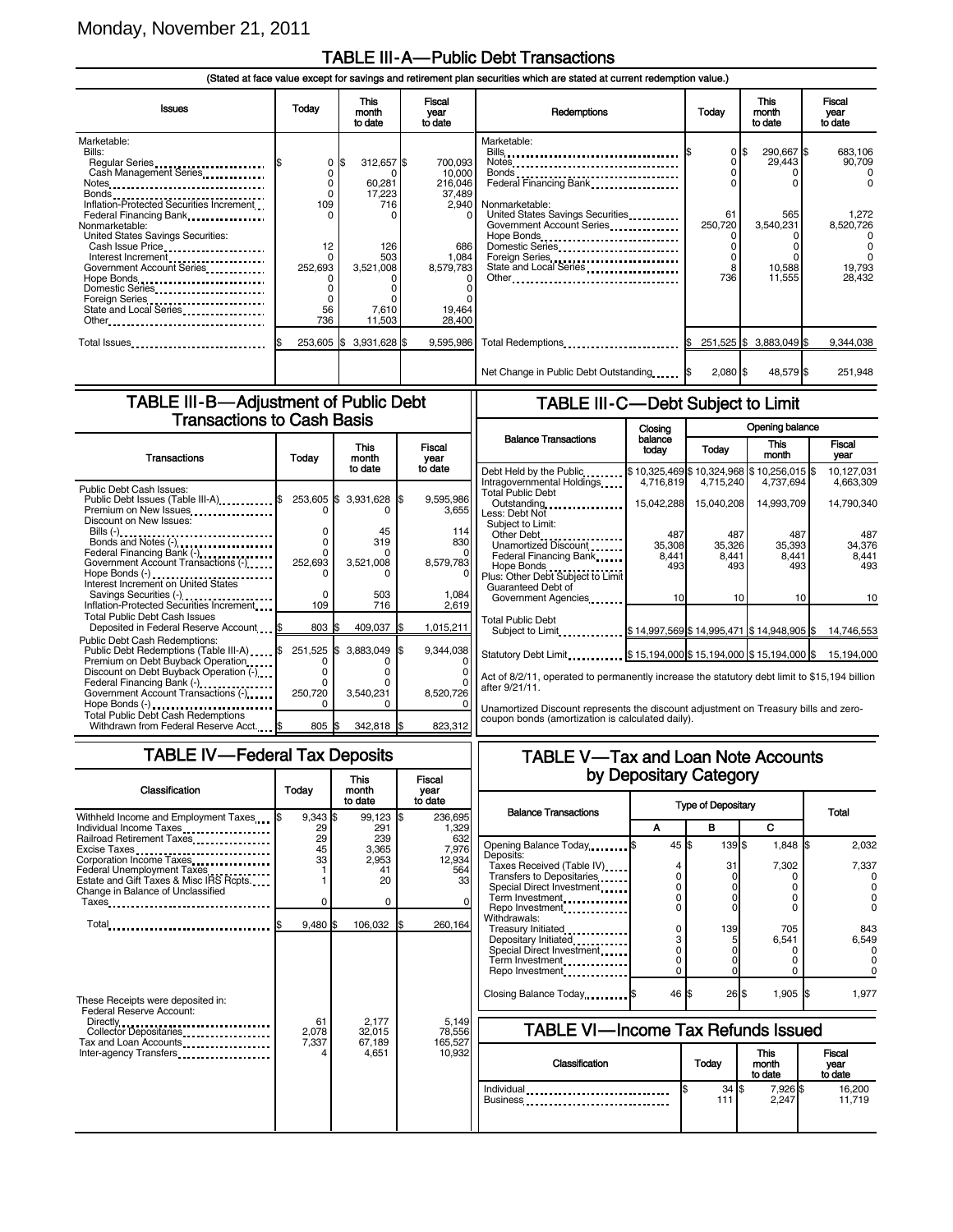Monday, November 21, 2011

## TABLE III-A—Public Debt Transactions

(Stated at face value except for savings and retirement plan securities which are stated at current redemption value.)

| Issues | Today | This month to date | Fiscal year to date | Redemptions | Today | This month to date | Fiscal year to date |
|---|---|---|---|---|---|---|---|
| Marketable: | | | | Marketable: | | | |
| Bills: | | | | Bills | $ 0 | $ 290,667 | $ 683,106 |
| Regular Series | $ 0 | $ 312,657 | $ 700,093 | Notes | 0 | 29,443 | 90,709 |
| Cash Management Series | 0 | 0 | 10,000 | Bonds | 0 | 0 | 0 |
| Notes | 0 | 60,281 | 216,046 | Federal Financing Bank | 0 | 0 | 0 |
| Bonds | 0 | 17,223 | 37,489 | | | | |
| Inflation-Protected Securities Increment | 109 | 716 | 2,940 | Nonmarketable: | | | |
| Federal Financing Bank | 0 | 0 | 0 | United States Savings Securities | 61 | 565 | 1,272 |
| Nonmarketable: | | | | Government Account Series | 250,720 | 3,540,231 | 8,520,726 |
| United States Savings Securities: | | | | Hope Bonds | 0 | 0 | 0 |
| Cash Issue Price | 12 | 126 | 686 | Domestic Series | 0 | 0 | 0 |
| Interest Increment | 0 | 503 | 1,084 | Foreign Series | 0 | 0 | 0 |
| Government Account Series | 252,693 | 3,521,008 | 8,579,783 | State and Local Series | 8 | 10,588 | 19,793 |
| Hope Bonds | 0 | 0 | 0 | Other | 736 | 11,555 | 28,432 |
| Domestic Series | 0 | 0 | 0 | | | | |
| Foreign Series | 0 | 0 | 0 | | | | |
| State and Local Series | 56 | 7,610 | 19,464 | | | | |
| Other | 736 | 11,503 | 28,400 | | | | |
| Total Issues | $ 253,605 | $ 3,931,628 | $ 9,595,986 | Total Redemptions | $ 251,525 | $ 3,883,049 | $ 9,344,038 |
| | | | | Net Change in Public Debt Outstanding | $ 2,080 | $ 48,579 | $ 251,948 |

## TABLE III-B—Adjustment of Public Debt Transactions to Cash Basis

| Transactions | Today | This month to date | Fiscal year to date |
|---|---|---|---|
| Public Debt Cash Issues: | | | |
| Public Debt Issues (Table III-A) | $ 253,605 | $ 3,931,628 | $ 9,595,986 |
| Premium on New Issues | 0 | 0 | 3,655 |
| Discount on New Issues: | | | |
| Bills (-) | 0 | 45 | 114 |
| Bonds and Notes (-) | 0 | 319 | 830 |
| Federal Financing Bank (-) | 0 | 0 | 0 |
| Government Account Transactions (-) | 252,693 | 3,521,008 | 8,579,783 |
| Hope Bonds (-) | 0 | 0 | 0 |
| Interest Increment on United States Savings Securities (-) | 0 | 503 | 1,084 |
| Inflation-Protected Securities Increment | 109 | 716 | 2,619 |
| Total Public Debt Cash Issues Deposited in Federal Reserve Account | $ 803 | $ 409,037 | $ 1,015,211 |
| Public Debt Cash Redemptions: | | | |
| Public Debt Redemptions (Table III-A) | $ 251,525 | $ 3,883,049 | $ 9,344,038 |
| Premium on Debt Buyback Operation | 0 | 0 | 0 |
| Discount on Debt Buyback Operation (-) | 0 | 0 | 0 |
| Federal Financing Bank (-) | 0 | 0 | 0 |
| Government Account Transactions (-) | 250,720 | 3,540,231 | 8,520,726 |
| Hope Bonds (-) | 0 | 0 | 0 |
| Total Public Debt Cash Redemptions Withdrawn from Federal Reserve Acct. | $ 805 | $ 342,818 | $ 823,312 |

## TABLE III-C—Debt Subject to Limit

| Balance Transactions | Closing balance today | Opening balance Today | This month | Fiscal year |
|---|---|---|---|---|
| Debt Held by the Public | $ 10,325,469 | $ 10,324,968 | $ 10,256,015 | $ 10,127,031 |
| Intragovernmental Holdings | 4,716,819 | 4,715,240 | 4,737,694 | 4,663,309 |
| Total Public Debt Outstanding | 15,042,288 | 15,040,208 | 14,993,709 | 14,790,340 |
| Less: Debt Not Subject to Limit: | | | | |
| Other Debt | 487 | 487 | 487 | 487 |
| Unamortized Discount | 35,308 | 35,326 | 35,393 | 34,376 |
| Federal Financing Bank | 8,441 | 8,441 | 8,441 | 8,441 |
| Hope Bonds | 493 | 493 | 493 | 493 |
| Plus: Other Debt Subject to Limit Guaranteed Debt of Government Agencies | 10 | 10 | 10 | 10 |
| Total Public Debt Subject to Limit | $ 14,997,569 | $ 14,995,471 | $ 14,948,905 | $ 14,746,553 |
| Statutory Debt Limit | $ 15,194,000 | $ 15,194,000 | $ 15,194,000 | $ 15,194,000 |

Act of 8/2/11, operated to permanently increase the statutory debt limit to $15,194 billion after 9/21/11.

Unamortized Discount represents the discount adjustment on Treasury bills and zero-coupon bonds (amortization is calculated daily).

## TABLE IV—Federal Tax Deposits

| Classification | Today | This month to date | Fiscal year to date |
|---|---|---|---|
| Withheld Income and Employment Taxes | $ 9,343 | $ 99,123 | $ 236,695 |
| Individual Income Taxes | 29 | 291 | 1,329 |
| Railroad Retirement Taxes | 29 | 239 | 632 |
| Excise Taxes | 45 | 3,365 | 7,976 |
| Corporation Income Taxes | 33 | 2,953 | 12,934 |
| Federal Unemployment Taxes | 1 | 41 | 564 |
| Estate and Gift Taxes & Misc IRS Rcpts. | 1 | 20 | 33 |
| Change in Balance of Unclassified Taxes | 0 | 0 | 0 |
| Total | $ 9,480 | $ 106,032 | $ 260,164 |
| These Receipts were deposited in: | | | |
| Federal Reserve Account: | | | |
| Directly | 61 | 2,177 | 5,149 |
| Collector Depositaries | 2,078 | 32,015 | 78,556 |
| Tax and Loan Accounts | 7,337 | 67,189 | 165,527 |
| Inter-agency Transfers | 4 | 4,651 | 10,932 |

## TABLE V—Tax and Loan Note Accounts by Depositary Category

| Balance Transactions | Type of Depositary A | B | C | Total |
|---|---|---|---|---|
| Opening Balance Today | $ 45 | $ 139 | $ 1,848 | $ 2,032 |
| Deposits: | | | | |
| Taxes Received (Table IV) | 4 | 31 | 7,302 | 7,337 |
| Transfers to Depositaries | 0 | 0 | 0 | 0 |
| Special Direct Investment | 0 | 0 | 0 | 0 |
| Term Investment | 0 | 0 | 0 | 0 |
| Repo Investment | 0 | 0 | 0 | 0 |
| Withdrawals: | | | | |
| Treasury Initiated | 0 | 139 | 705 | 843 |
| Depositary Initiated | 3 | 5 | 6,541 | 6,549 |
| Special Direct Investment | 0 | 0 | 0 | 0 |
| Term Investment | 0 | 0 | 0 | 0 |
| Repo Investment | 0 | 0 | 0 | 0 |
| Closing Balance Today | $ 46 | $ 26 | $ 1,905 | $ 1,977 |

## TABLE VI—Income Tax Refunds Issued

| Classification | Today | This month to date | Fiscal year to date |
|---|---|---|---|
| Individual | $ 34 | $ 7,926 | $ 16,200 |
| Business | 111 | 2,247 | 11,719 |